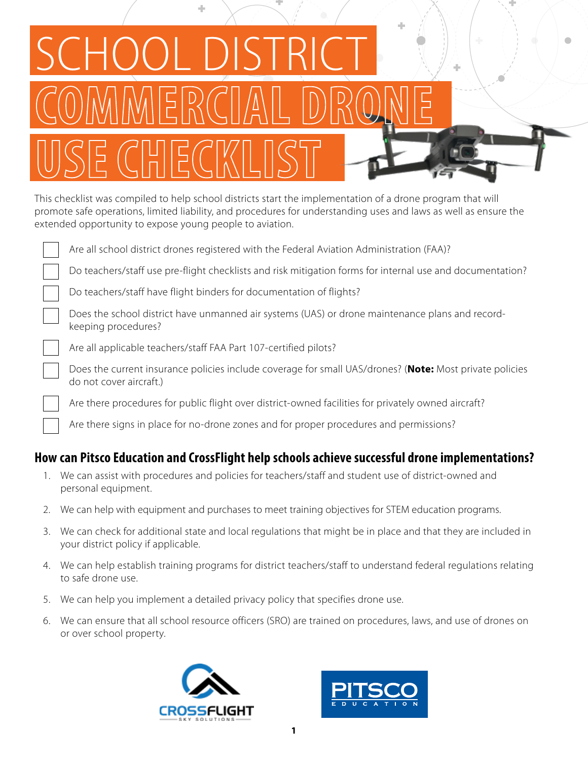# SCHOOL DISTRICT COMMERCIAL DRONE USE CHECKLIST

This checklist was compiled to help school districts start the implementation of a drone program that will promote safe operations, limited liability, and procedures for understanding uses and laws as well as ensure the extended opportunity to expose young people to aviation.

- [ ] Are all school district drones registered with the Federal Aviation Administration (FAA)?
- [ ] Do teachers/staff use pre-flight checklists and risk mitigation forms for internal use and documentation?
- [ ] Do teachers/staff have flight binders for documentation of flights?
- [ ] Does the school district have unmanned air systems (UAS) or drone maintenance plans and record-keeping procedures?
- [ ] Are all applicable teachers/staff FAA Part 107-certified pilots?
- [ ] Does the current insurance policies include coverage for small UAS/drones? (**Note:** Most private policies do not cover aircraft.)
- [ ] Are there procedures for public flight over district-owned facilities for privately owned aircraft?
- [ ] Are there signs in place for no-drone zones and for proper procedures and permissions?

## How can Pitsco Education and CrossFlight help schools achieve successful drone implementations?

1. We can assist with procedures and policies for teachers/staff and student use of district-owned and personal equipment.
2. We can help with equipment and purchases to meet training objectives for STEM education programs.
3. We can check for additional state and local regulations that might be in place and that they are included in your district policy if applicable.
4. We can help establish training programs for district teachers/staff to understand federal regulations relating to safe drone use.
5. We can help you implement a detailed privacy policy that specifies drone use.
6. We can ensure that all school resource officers (SRO) are trained on procedures, laws, and use of drones on or over school property.

CROSSFLIGHT SKY SOLUTIONS

PITSCO EDUCATION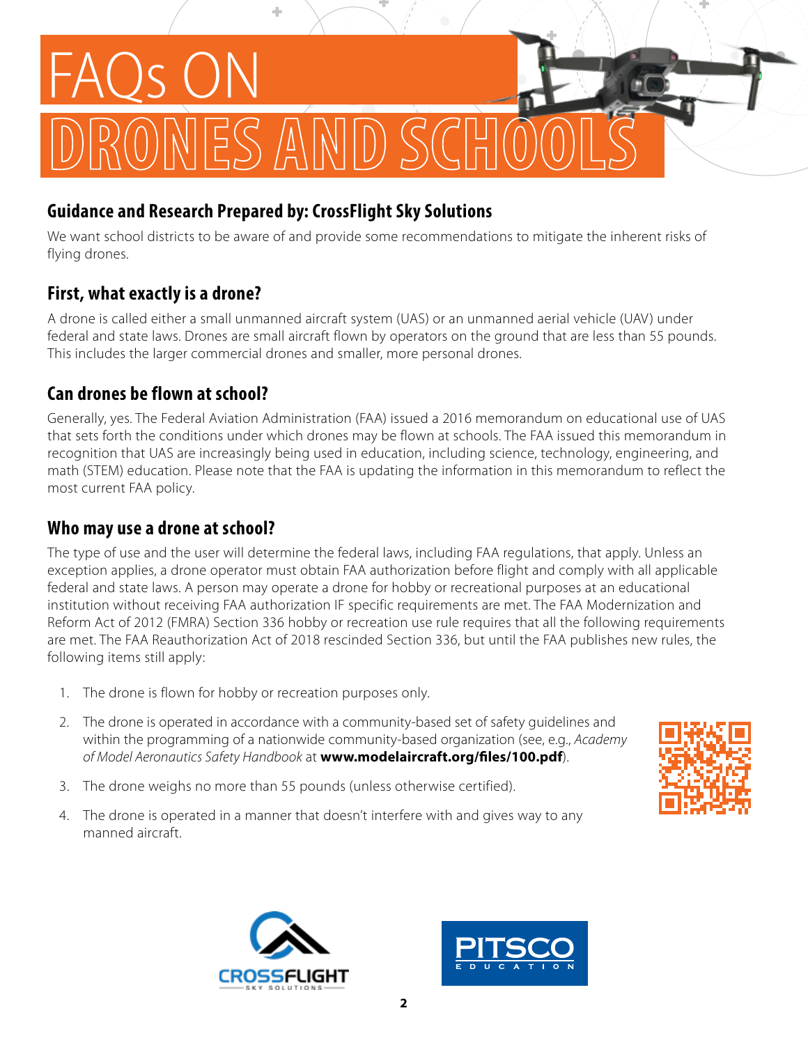# FAQs ON DRONES AND SCHOOLS

## Guidance and Research Prepared by: CrossFlight Sky Solutions

We want school districts to be aware of and provide some recommendations to mitigate the inherent risks of flying drones.

## First, what exactly is a drone?

A drone is called either a small unmanned aircraft system (UAS) or an unmanned aerial vehicle (UAV) under federal and state laws. Drones are small aircraft flown by operators on the ground that are less than 55 pounds. This includes the larger commercial drones and smaller, more personal drones.

## Can drones be flown at school?

Generally, yes. The Federal Aviation Administration (FAA) issued a 2016 memorandum on educational use of UAS that sets forth the conditions under which drones may be flown at schools. The FAA issued this memorandum in recognition that UAS are increasingly being used in education, including science, technology, engineering, and math (STEM) education. Please note that the FAA is updating the information in this memorandum to reflect the most current FAA policy.

## Who may use a drone at school?

The type of use and the user will determine the federal laws, including FAA regulations, that apply. Unless an exception applies, a drone operator must obtain FAA authorization before flight and comply with all applicable federal and state laws. A person may operate a drone for hobby or recreational purposes at an educational institution without receiving FAA authorization IF specific requirements are met. The FAA Modernization and Reform Act of 2012 (FMRA) Section 336 hobby or recreation use rule requires that all the following requirements are met. The FAA Reauthorization Act of 2018 rescinded Section 336, but until the FAA publishes new rules, the following items still apply:

1. The drone is flown for hobby or recreation purposes only.
2. The drone is operated in accordance with a community-based set of safety guidelines and within the programming of a nationwide community-based organization (see, e.g., *Academy of Model Aeronautics Safety Handbook* at **www.modelaircraft.org/files/100.pdf**).
3. The drone weighs no more than 55 pounds (unless otherwise certified).
4. The drone is operated in a manner that doesn't interfere with and gives way to any manned aircraft.

CROSSFLIGHT SKY SOLUTIONS

PITSCO EDUCATION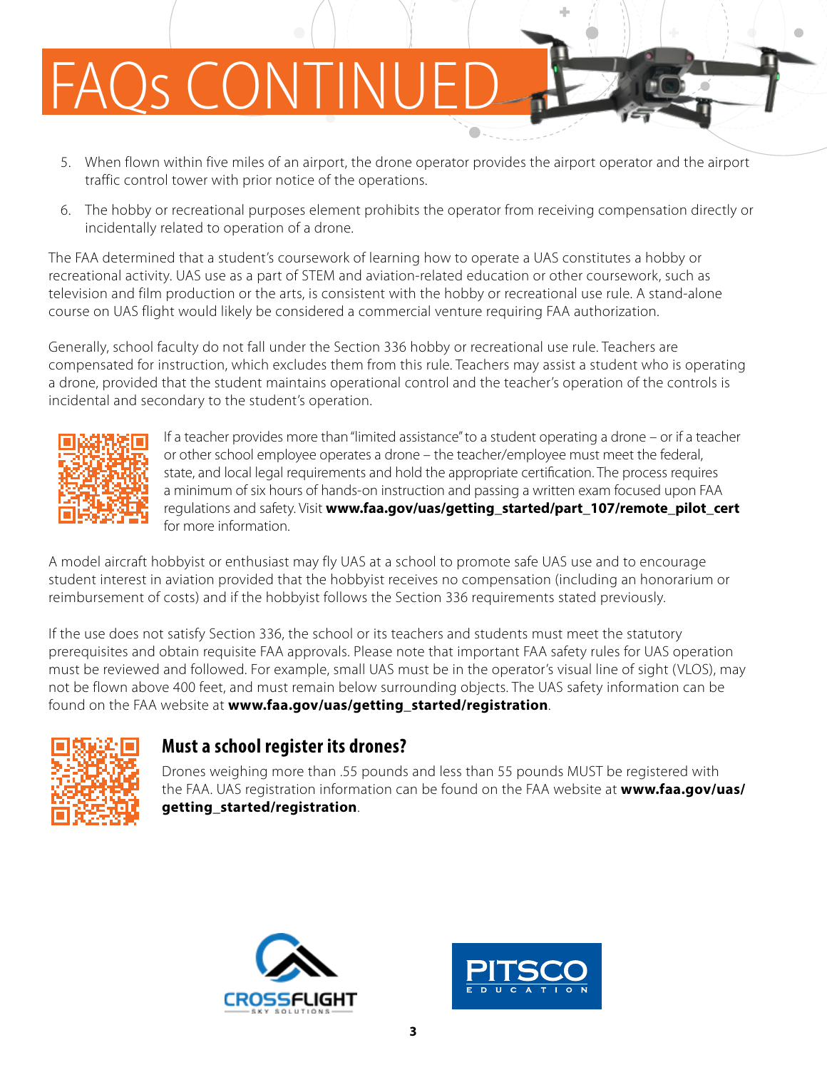# FAQs CONTINUED

5. When flown within five miles of an airport, the drone operator provides the airport operator and the airport traffic control tower with prior notice of the operations.
6. The hobby or recreational purposes element prohibits the operator from receiving compensation directly or incidentally related to operation of a drone.

The FAA determined that a student's coursework of learning how to operate a UAS constitutes a hobby or recreational activity. UAS use as a part of STEM and aviation-related education or other coursework, such as television and film production or the arts, is consistent with the hobby or recreational use rule. A stand-alone course on UAS flight would likely be considered a commercial venture requiring FAA authorization.

Generally, school faculty do not fall under the Section 336 hobby or recreational use rule. Teachers are compensated for instruction, which excludes them from this rule. Teachers may assist a student who is operating a drone, provided that the student maintains operational control and the teacher's operation of the controls is incidental and secondary to the student's operation.

If a teacher provides more than "limited assistance" to a student operating a drone – or if a teacher or other school employee operates a drone – the teacher/employee must meet the federal, state, and local legal requirements and hold the appropriate certification. The process requires a minimum of six hours of hands-on instruction and passing a written exam focused upon FAA regulations and safety. Visit **www.faa.gov/uas/getting_started/part_107/remote_pilot_cert** for more information.

A model aircraft hobbyist or enthusiast may fly UAS at a school to promote safe UAS use and to encourage student interest in aviation provided that the hobbyist receives no compensation (including an honorarium or reimbursement of costs) and if the hobbyist follows the Section 336 requirements stated previously.

If the use does not satisfy Section 336, the school or its teachers and students must meet the statutory prerequisites and obtain requisite FAA approvals. Please note that important FAA safety rules for UAS operation must be reviewed and followed. For example, small UAS must be in the operator's visual line of sight (VLOS), may not be flown above 400 feet, and must remain below surrounding objects. The UAS safety information can be found on the FAA website at **www.faa.gov/uas/getting_started/registration**.

## Must a school register its drones?

Drones weighing more than .55 pounds and less than 55 pounds MUST be registered with the FAA. UAS registration information can be found on the FAA website at **www.faa.gov/uas/getting_started/registration**.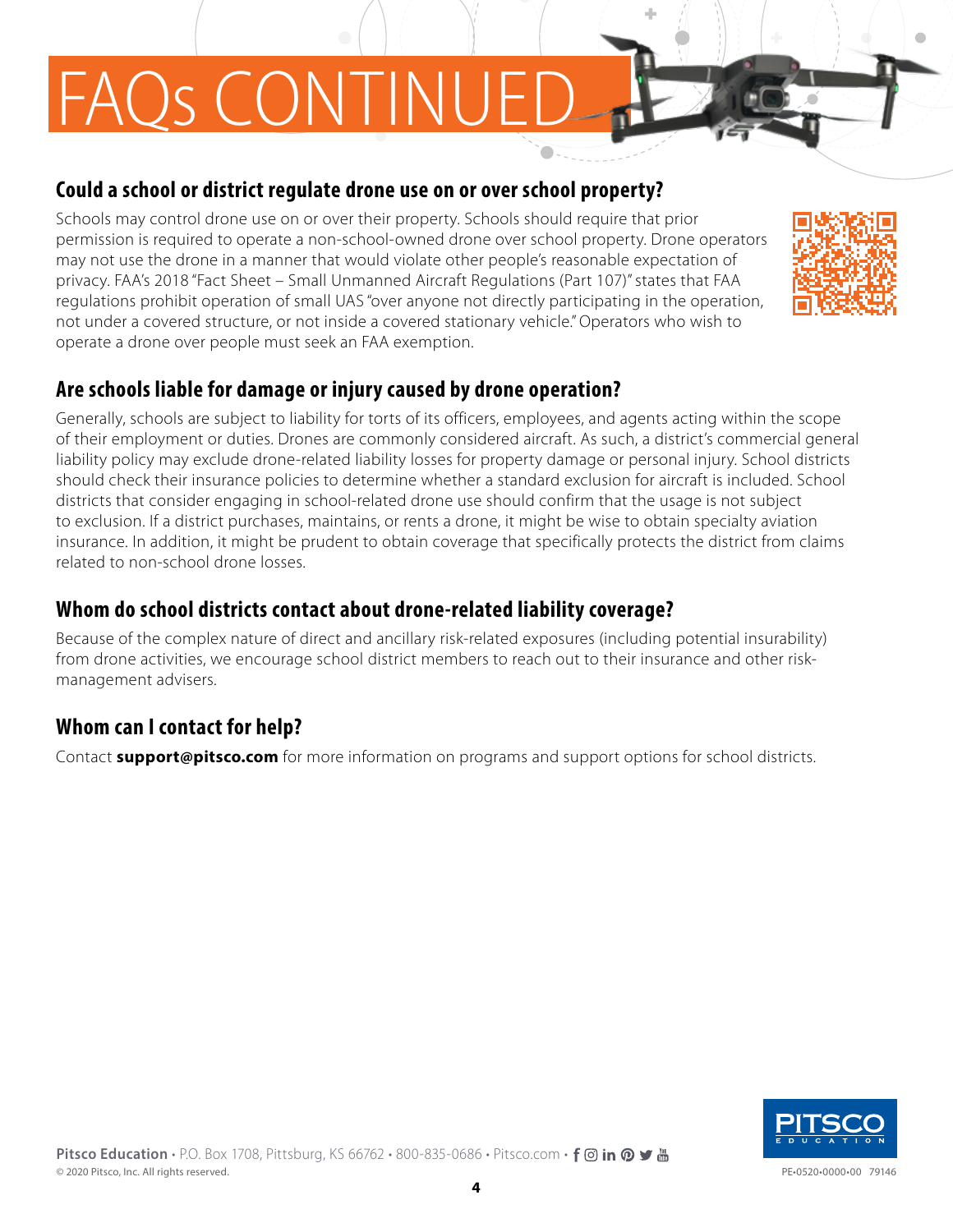# FAQs CONTINUED

## Could a school or district regulate drone use on or over school property?

Schools may control drone use on or over their property. Schools should require that prior permission is required to operate a non-school-owned drone over school property. Drone operators may not use the drone in a manner that would violate other people's reasonable expectation of privacy. FAA's 2018 "Fact Sheet – Small Unmanned Aircraft Regulations (Part 107)" states that FAA regulations prohibit operation of small UAS "over anyone not directly participating in the operation, not under a covered structure, or not inside a covered stationary vehicle." Operators who wish to operate a drone over people must seek an FAA exemption.

## Are schools liable for damage or injury caused by drone operation?

Generally, schools are subject to liability for torts of its officers, employees, and agents acting within the scope of their employment or duties. Drones are commonly considered aircraft. As such, a district's commercial general liability policy may exclude drone-related liability losses for property damage or personal injury. School districts should check their insurance policies to determine whether a standard exclusion for aircraft is included. School districts that consider engaging in school-related drone use should confirm that the usage is not subject to exclusion. If a district purchases, maintains, or rents a drone, it might be wise to obtain specialty aviation insurance. In addition, it might be prudent to obtain coverage that specifically protects the district from claims related to non-school drone losses.

## Whom do school districts contact about drone-related liability coverage?

Because of the complex nature of direct and ancillary risk-related exposures (including potential insurability) from drone activities, we encourage school district members to reach out to their insurance and other risk-management advisers.

## Whom can I contact for help?

Contact **support@pitsco.com** for more information on programs and support options for school districts.

**Pitsco Education** • P.O. Box 1708, Pittsburg, KS 66762 • 800-835-0686 • Pitsco.com •
© 2020 Pitsco, Inc. All rights reserved.

PITSCO EDUCATION

PE•0520•0000•00 79146